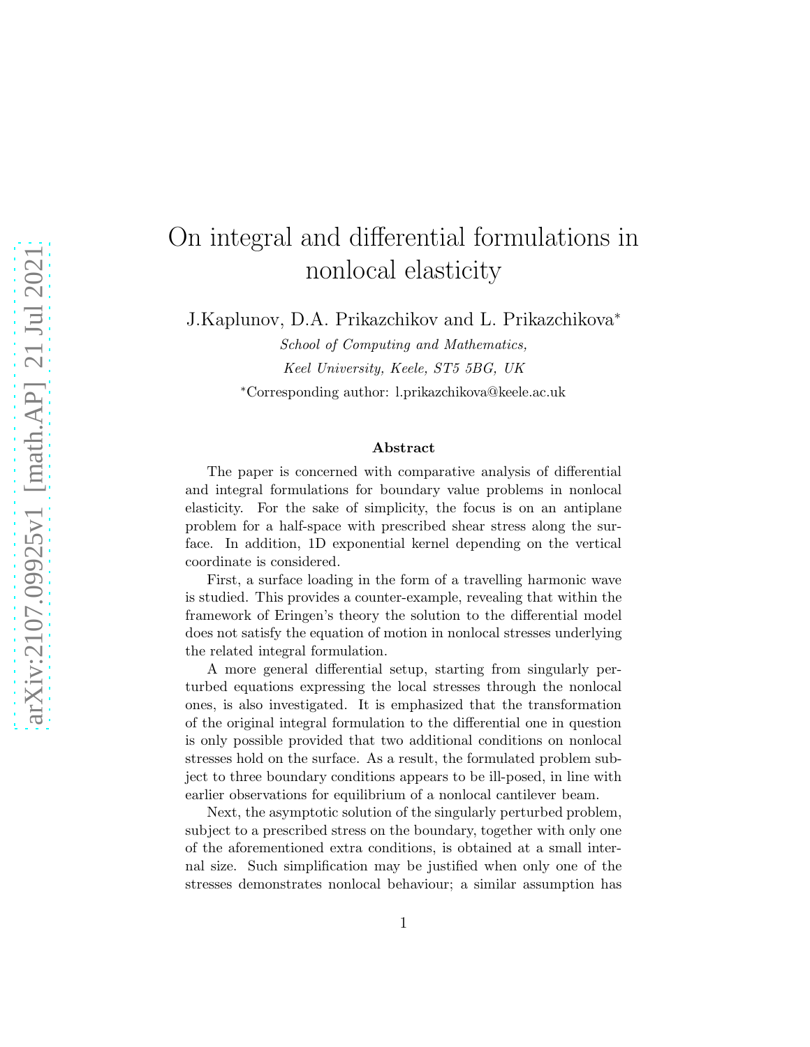# On integral and differential formulations in nonlocal elasticity

J.Kaplunov, D.A. Prikazchikov and L. Prikazchikova*

*School of Computing and Mathematics,*

*Keel University, Keele, ST5 5BG, UK*

*Corresponding author: l.prikazchikova@keele.ac.uk

### Abstract

The paper is concerned with comparative analysis of differential and integral formulations for boundary value problems in nonlocal elasticity. For the sake of simplicity, the focus is on an antiplane problem for a half-space with prescribed shear stress along the surface. In addition, 1D exponential kernel depending on the vertical coordinate is considered.

First, a surface loading in the form of a travelling harmonic wave is studied. This provides a counter-example, revealing that within the framework of Eringen's theory the solution to the differential model does not satisfy the equation of motion in nonlocal stresses underlying the related integral formulation.

A more general differential setup, starting from singularly perturbed equations expressing the local stresses through the nonlocal ones, is also investigated. It is emphasized that the transformation of the original integral formulation to the differential one in question is only possible provided that two additional conditions on nonlocal stresses hold on the surface. As a result, the formulated problem subject to three boundary conditions appears to be ill-posed, in line with earlier observations for equilibrium of a nonlocal cantilever beam.

Next, the asymptotic solution of the singularly perturbed problem, subject to a prescribed stress on the boundary, together with only one of the aforementioned extra conditions, is obtained at a small internal size. Such simplification may be justified when only one of the stresses demonstrates nonlocal behaviour; a similar assumption has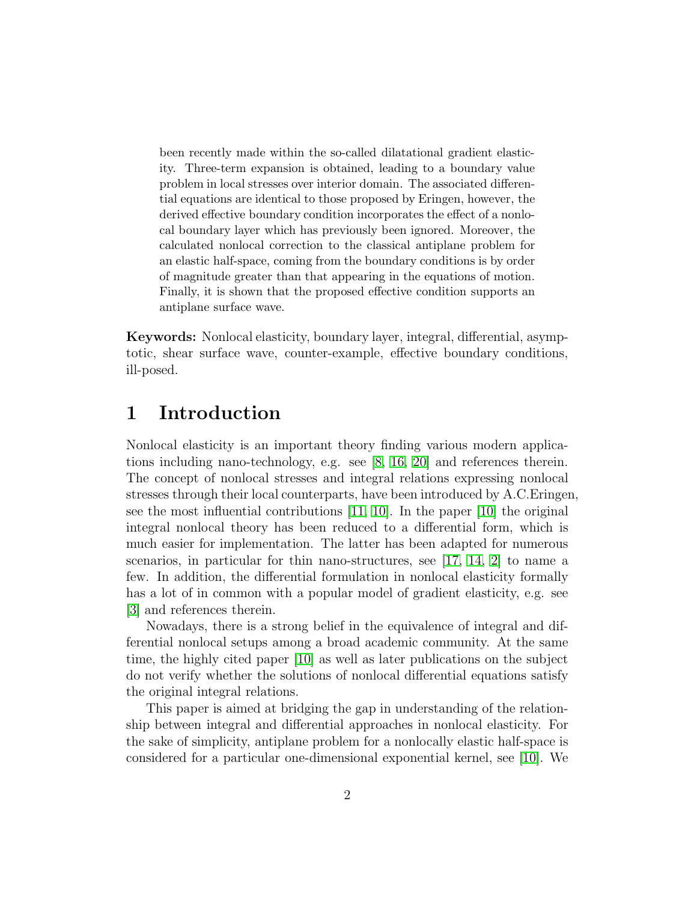been recently made within the so-called dilatational gradient elasticity. Three-term expansion is obtained, leading to a boundary value problem in local stresses over interior domain. The associated differential equations are identical to those proposed by Eringen, however, the derived effective boundary condition incorporates the effect of a nonlocal boundary layer which has previously been ignored. Moreover, the calculated nonlocal correction to the classical antiplane problem for an elastic half-space, coming from the boundary conditions is by order of magnitude greater than that appearing in the equations of motion. Finally, it is shown that the proposed effective condition supports an antiplane surface wave.

**Keywords:** Nonlocal elasticity, boundary layer, integral, differential, asymptotic, shear surface wave, counter-example, effective boundary conditions, ill-posed.

# 1 Introduction

Nonlocal elasticity is an important theory finding various modern applications including nano-technology, e.g. see [8, 16, 20] and references therein. The concept of nonlocal stresses and integral relations expressing nonlocal stresses through their local counterparts, have been introduced by A.C.Eringen, see the most influential contributions [11, 10]. In the paper [10] the original integral nonlocal theory has been reduced to a differential form, which is much easier for implementation. The latter has been adapted for numerous scenarios, in particular for thin nano-structures, see [17, 14, 2] to name a few. In addition, the differential formulation in nonlocal elasticity formally has a lot of in common with a popular model of gradient elasticity, e.g. see [3] and references therein.

Nowadays, there is a strong belief in the equivalence of integral and differential nonlocal setups among a broad academic community. At the same time, the highly cited paper [10] as well as later publications on the subject do not verify whether the solutions of nonlocal differential equations satisfy the original integral relations.

This paper is aimed at bridging the gap in understanding of the relationship between integral and differential approaches in nonlocal elasticity. For the sake of simplicity, antiplane problem for a nonlocally elastic half-space is considered for a particular one-dimensional exponential kernel, see [10]. We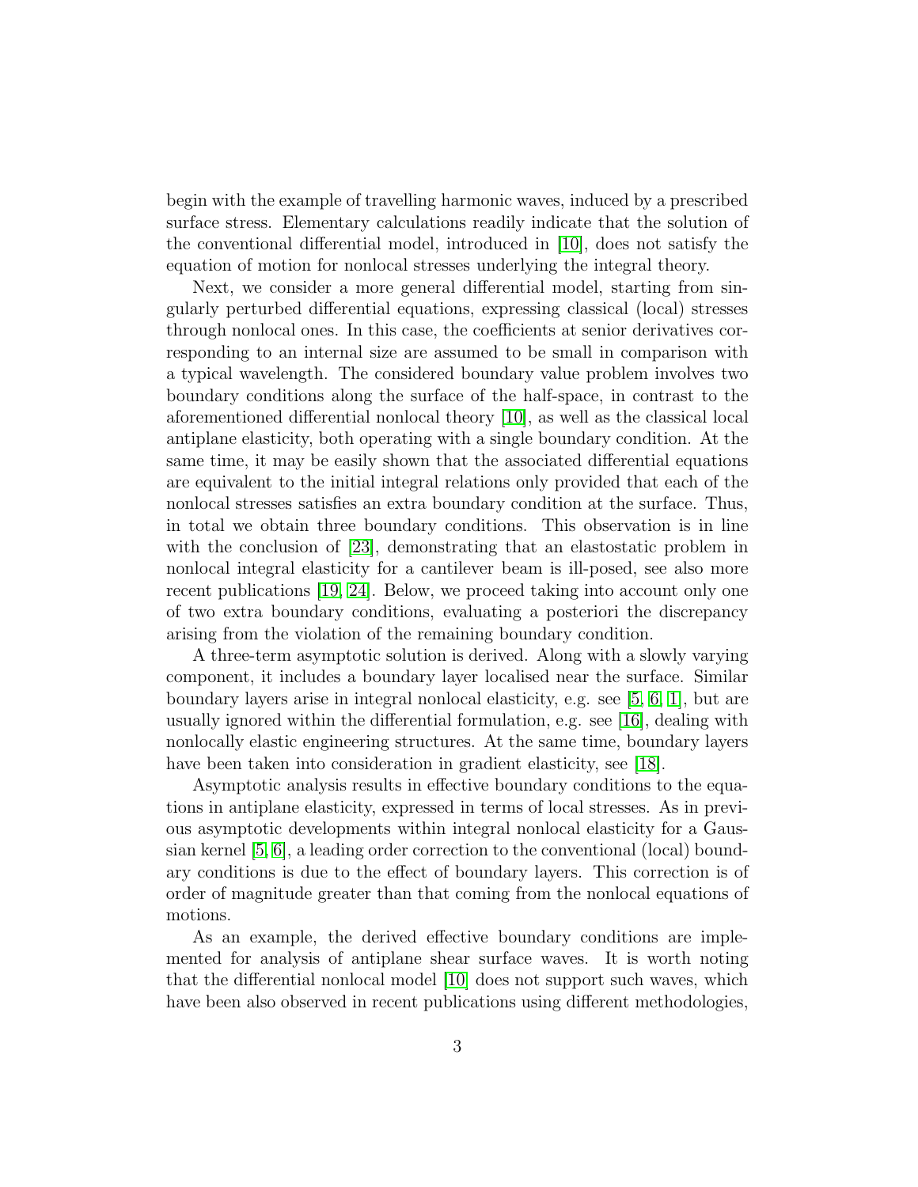begin with the example of travelling harmonic waves, induced by a prescribed surface stress. Elementary calculations readily indicate that the solution of the conventional differential model, introduced in [10], does not satisfy the equation of motion for nonlocal stresses underlying the integral theory.

Next, we consider a more general differential model, starting from singularly perturbed differential equations, expressing classical (local) stresses through nonlocal ones. In this case, the coefficients at senior derivatives corresponding to an internal size are assumed to be small in comparison with a typical wavelength. The considered boundary value problem involves two boundary conditions along the surface of the half-space, in contrast to the aforementioned differential nonlocal theory [10], as well as the classical local antiplane elasticity, both operating with a single boundary condition. At the same time, it may be easily shown that the associated differential equations are equivalent to the initial integral relations only provided that each of the nonlocal stresses satisfies an extra boundary condition at the surface. Thus, in total we obtain three boundary conditions. This observation is in line with the conclusion of [23], demonstrating that an elastostatic problem in nonlocal integral elasticity for a cantilever beam is ill-posed, see also more recent publications [19, 24]. Below, we proceed taking into account only one of two extra boundary conditions, evaluating a posteriori the discrepancy arising from the violation of the remaining boundary condition.

A three-term asymptotic solution is derived. Along with a slowly varying component, it includes a boundary layer localised near the surface. Similar boundary layers arise in integral nonlocal elasticity, e.g. see [5, 6, 1], but are usually ignored within the differential formulation, e.g. see [16], dealing with nonlocally elastic engineering structures. At the same time, boundary layers have been taken into consideration in gradient elasticity, see [18].

Asymptotic analysis results in effective boundary conditions to the equations in antiplane elasticity, expressed in terms of local stresses. As in previous asymptotic developments within integral nonlocal elasticity for a Gaussian kernel [5, 6], a leading order correction to the conventional (local) boundary conditions is due to the effect of boundary layers. This correction is of order of magnitude greater than that coming from the nonlocal equations of motions.

As an example, the derived effective boundary conditions are implemented for analysis of antiplane shear surface waves. It is worth noting that the differential nonlocal model [10] does not support such waves, which have been also observed in recent publications using different methodologies,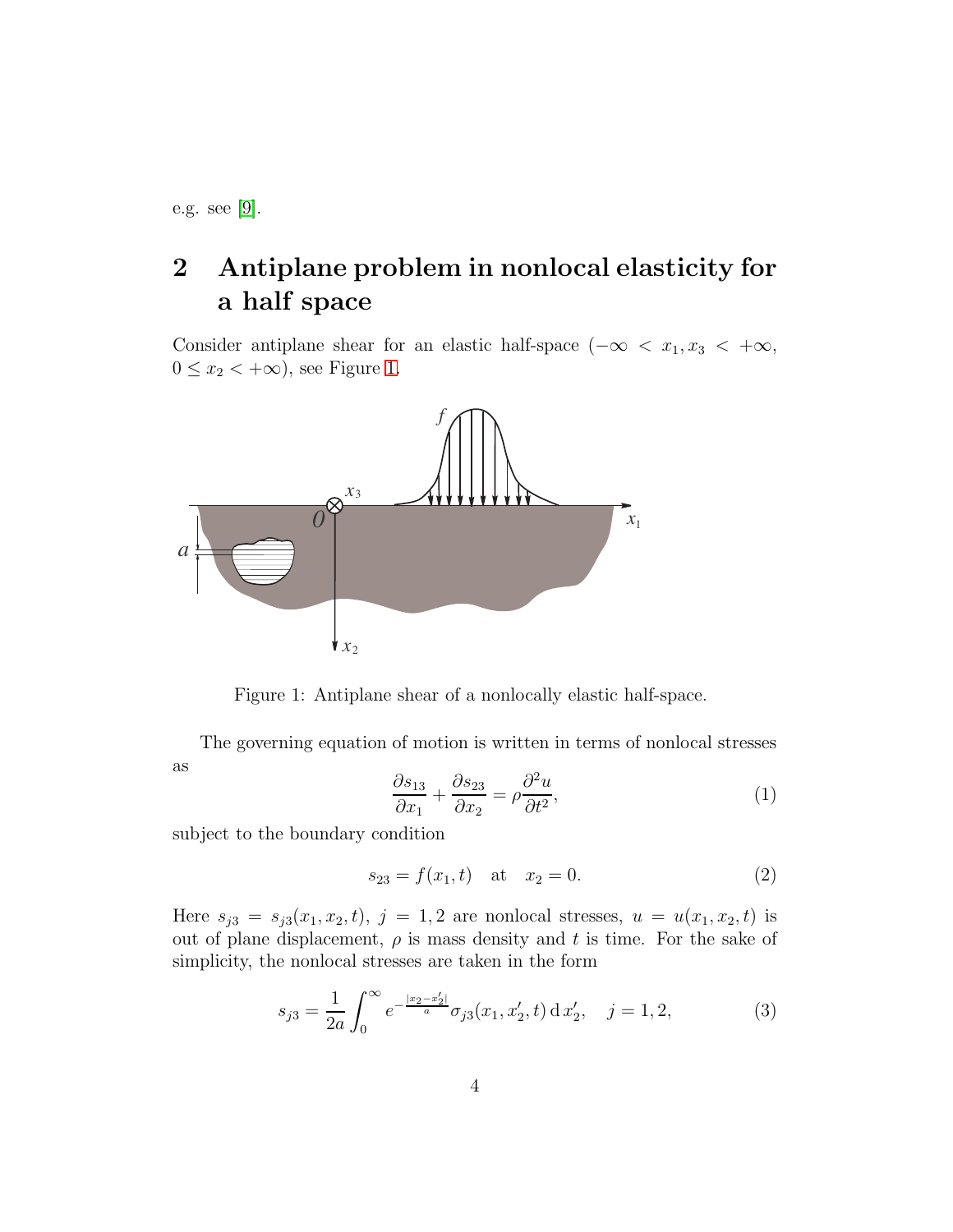e.g. see [9].

## 2 Antiplane problem in nonlocal elasticity for a half space

Consider antiplane shear for an elastic half-space ($-\infty < x_1, x_3 < +\infty$, $0 \le x_2 < +\infty$), see Figure 1.

Figure 1: Antiplane shear of a nonlocally elastic half-space.

The governing equation of motion is written in terms of nonlocal stresses as

$$\frac{\partial s_{13}}{\partial x_1} + \frac{\partial s_{23}}{\partial x_2} = \rho \frac{\partial^2 u}{\partial t^2}, \tag{1}$$

subject to the boundary condition

$$s_{23} = f(x_1, t) \quad \text{at} \quad x_2 = 0. \tag{2}$$

Here $s_{j3} = s_{j3}(x_1, x_2, t)$, $j = 1, 2$ are nonlocal stresses, $u = u(x_1, x_2, t)$ is out of plane displacement, $\rho$ is mass density and $t$ is time. For the sake of simplicity, the nonlocal stresses are taken in the form

$$s_{j3} = \frac{1}{2a} \int_0^\infty e^{-\frac{|x_2 - x_2'|}{a}} \sigma_{j3}(x_1, x_2', t) \, \mathrm{d}\, x_2', \quad j = 1, 2, \tag{3}$$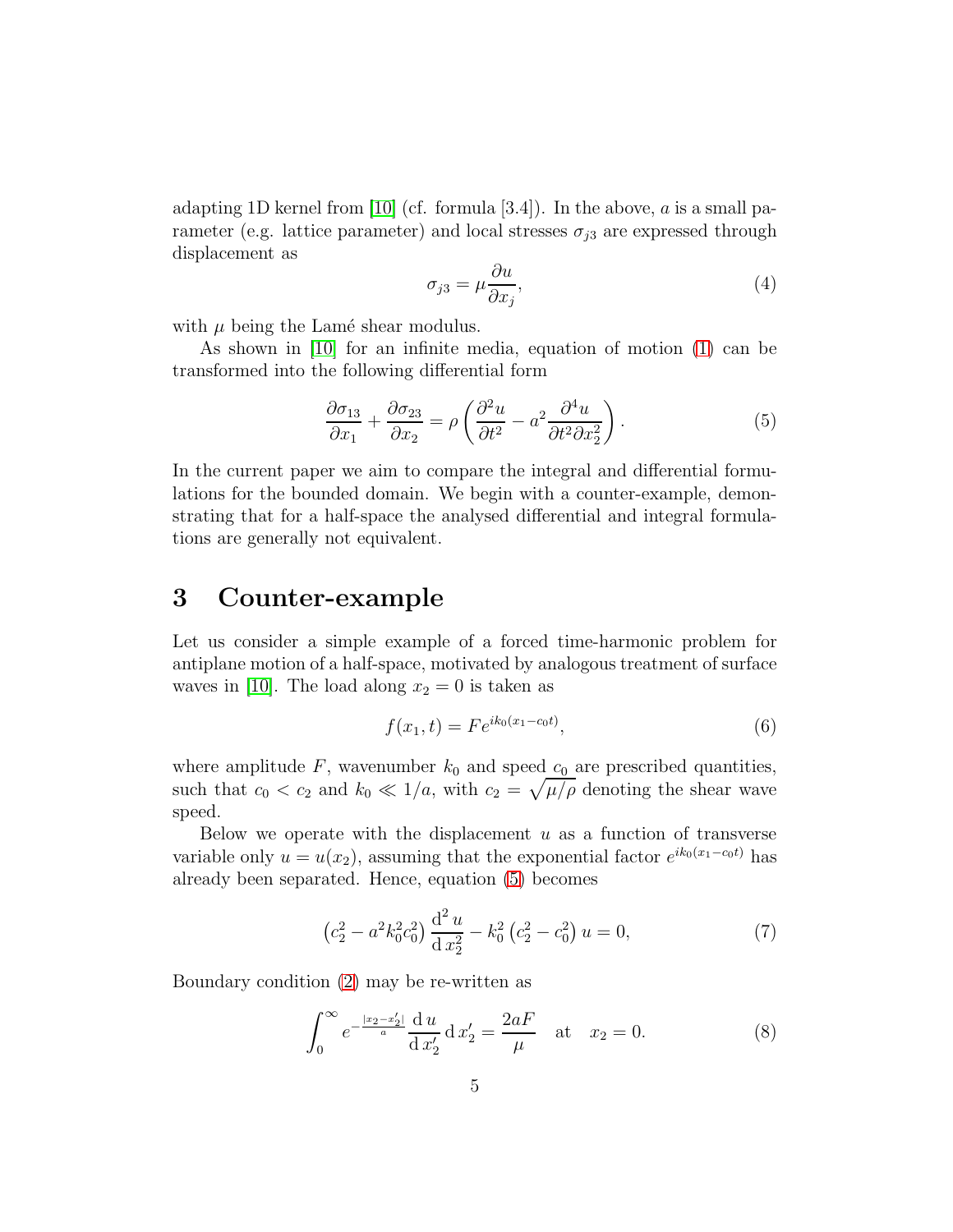adapting 1D kernel from [10] (cf. formula [3.4]). In the above, $a$ is a small parameter (e.g. lattice parameter) and local stresses $\sigma_{j3}$ are expressed through displacement as

$$\sigma_{j3} = \mu \frac{\partial u}{\partial x_j}, \tag{4}$$

with $\mu$ being the Lamé shear modulus.

As shown in [10] for an infinite media, equation of motion (1) can be transformed into the following differential form

$$\frac{\partial \sigma_{13}}{\partial x_1} + \frac{\partial \sigma_{23}}{\partial x_2} = \rho \left( \frac{\partial^2 u}{\partial t^2} - a^2 \frac{\partial^4 u}{\partial t^2 \partial x_2^2} \right). \tag{5}$$

In the current paper we aim to compare the integral and differential formulations for the bounded domain. We begin with a counter-example, demonstrating that for a half-space the analysed differential and integral formulations are generally not equivalent.

# 3 Counter-example

Let us consider a simple example of a forced time-harmonic problem for antiplane motion of a half-space, motivated by analogous treatment of surface waves in [10]. The load along $x_2 = 0$ is taken as

$$f(x_1, t) = F e^{ik_0(x_1 - c_0 t)}, \tag{6}$$

where amplitude $F$, wavenumber $k_0$ and speed $c_0$ are prescribed quantities, such that $c_0 < c_2$ and $k_0 \ll 1/a$, with $c_2 = \sqrt{\mu/\rho}$ denoting the shear wave speed.

Below we operate with the displacement $u$ as a function of transverse variable only $u = u(x_2)$, assuming that the exponential factor $e^{ik_0(x_1 - c_0 t)}$ has already been separated. Hence, equation (5) becomes

$$\left(c_2^2 - a^2 k_0^2 c_0^2\right) \frac{\mathrm{d}^2 u}{\mathrm{d} x_2^2} - k_0^2 \left(c_2^2 - c_0^2\right) u = 0, \tag{7}$$

Boundary condition (2) may be re-written as

$$\int_0^\infty e^{-\frac{|x_2 - x_2'|}{a}} \frac{\mathrm{d} u}{\mathrm{d} x_2'} \, \mathrm{d} x_2' = \frac{2aF}{\mu} \quad \text{at} \quad x_2 = 0. \tag{8}$$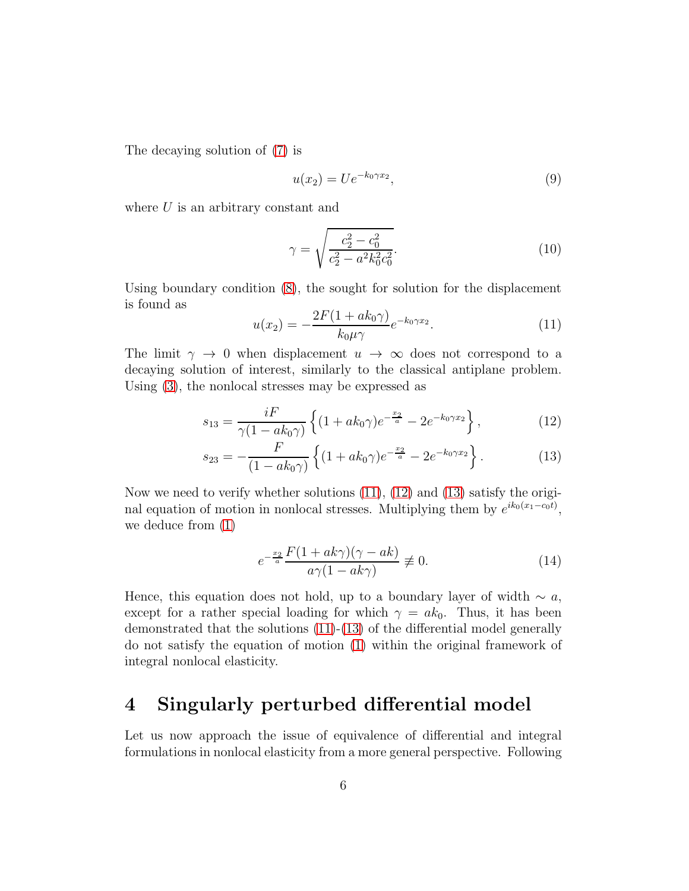The decaying solution of (7) is

$$u(x_2) = U e^{-k_0 \gamma x_2}, \tag{9}$$

where $U$ is an arbitrary constant and

$$\gamma = \sqrt{\frac{c_2^2 - c_0^2}{c_2^2 - a^2 k_0^2 c_0^2}}. \tag{10}$$

Using boundary condition (8), the sought for solution for the displacement is found as

$$u(x_2) = -\frac{2F(1 + ak_0\gamma)}{k_0 \mu \gamma} e^{-k_0 \gamma x_2}. \tag{11}$$

The limit $\gamma \to 0$ when displacement $u \to \infty$ does not correspond to a decaying solution of interest, similarly to the classical antiplane problem. Using (3), the nonlocal stresses may be expressed as

$$s_{13} = \frac{iF}{\gamma(1 - ak_0\gamma)} \left\{ (1 + ak_0\gamma) e^{-\frac{x_2}{a}} - 2e^{-k_0\gamma x_2} \right\}, \tag{12}$$

$$s_{23} = -\frac{F}{(1 - ak_0\gamma)} \left\{ (1 + ak_0\gamma) e^{-\frac{x_2}{a}} - 2e^{-k_0\gamma x_2} \right\}. \tag{13}$$

Now we need to verify whether solutions (11), (12) and (13) satisfy the original equation of motion in nonlocal stresses. Multiplying them by $e^{ik_0(x_1 - c_0 t)}$, we deduce from (1)

$$e^{-\frac{x_2}{a}} \frac{F(1 + ak\gamma)(\gamma - ak)}{a\gamma(1 - ak\gamma)} \not\equiv 0. \tag{14}$$

Hence, this equation does not hold, up to a boundary layer of width $\sim a$, except for a rather special loading for which $\gamma = ak_0$. Thus, it has been demonstrated that the solutions (11)-(13) of the differential model generally do not satisfy the equation of motion (1) within the original framework of integral nonlocal elasticity.

# 4 Singularly perturbed differential model

Let us now approach the issue of equivalence of differential and integral formulations in nonlocal elasticity from a more general perspective. Following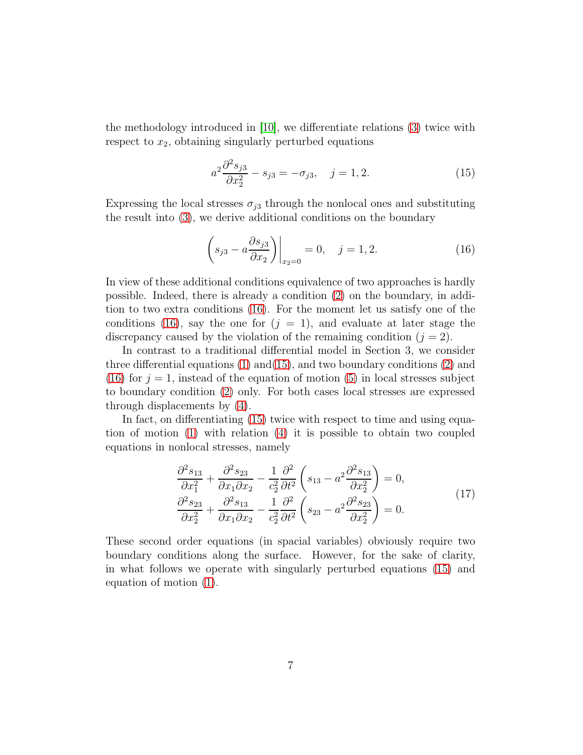the methodology introduced in [10], we differentiate relations (3) twice with respect to $x_2$, obtaining singularly perturbed equations

$$a^2 \frac{\partial^2 s_{j3}}{\partial x_2^2} - s_{j3} = -\sigma_{j3}, \quad j = 1, 2. \tag{15}$$

Expressing the local stresses $\sigma_{j3}$ through the nonlocal ones and substituting the result into (3), we derive additional conditions on the boundary

$$\left. \left( s_{j3} - a \frac{\partial s_{j3}}{\partial x_2} \right) \right|_{x_2=0} = 0, \quad j = 1, 2. \tag{16}$$

In view of these additional conditions equivalence of two approaches is hardly possible. Indeed, there is already a condition (2) on the boundary, in addition to two extra conditions (16). For the moment let us satisfy one of the conditions (16), say the one for ($j = 1$), and evaluate at later stage the discrepancy caused by the violation of the remaining condition ($j = 2$).

In contrast to a traditional differential model in Section 3, we consider three differential equations (1) and(15), and two boundary conditions (2) and (16) for $j = 1$, instead of the equation of motion (5) in local stresses subject to boundary condition (2) only. For both cases local stresses are expressed through displacements by (4).

In fact, on differentiating (15) twice with respect to time and using equation of motion (1) with relation (4) it is possible to obtain two coupled equations in nonlocal stresses, namely

$$\begin{aligned}
\frac{\partial^2 s_{13}}{\partial x_1^2} + \frac{\partial^2 s_{23}}{\partial x_1 \partial x_2} - \frac{1}{c_2^2} \frac{\partial^2}{\partial t^2} \left( s_{13} - a^2 \frac{\partial^2 s_{13}}{\partial x_2^2} \right) = 0, \\
\frac{\partial^2 s_{23}}{\partial x_2^2} + \frac{\partial^2 s_{13}}{\partial x_1 \partial x_2} - \frac{1}{c_2^2} \frac{\partial^2}{\partial t^2} \left( s_{23} - a^2 \frac{\partial^2 s_{23}}{\partial x_2^2} \right) = 0.
\end{aligned} \tag{17}$$

These second order equations (in spacial variables) obviously require two boundary conditions along the surface. However, for the sake of clarity, in what follows we operate with singularly perturbed equations (15) and equation of motion (1).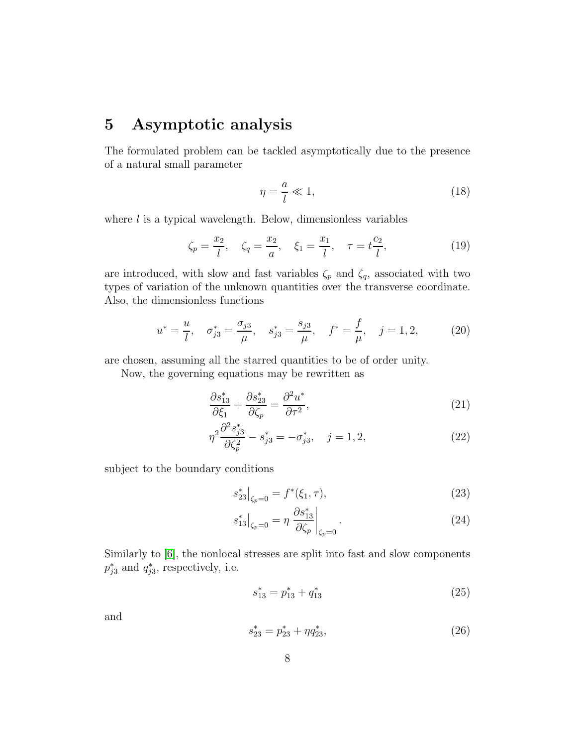# 5 Asymptotic analysis

The formulated problem can be tackled asymptotically due to the presence of a natural small parameter

$$\eta = \frac{a}{l} \ll 1, \tag{18}$$

where $l$ is a typical wavelength. Below, dimensionless variables

$$\zeta_p = \frac{x_2}{l}, \quad \zeta_q = \frac{x_2}{a}, \quad \xi_1 = \frac{x_1}{l}, \quad \tau = t\frac{c_2}{l}, \tag{19}$$

are introduced, with slow and fast variables $\zeta_p$ and $\zeta_q$, associated with two types of variation of the unknown quantities over the transverse coordinate. Also, the dimensionless functions

$$u^* = \frac{u}{l}, \quad \sigma_{j3}^* = \frac{\sigma_{j3}}{\mu}, \quad s_{j3}^* = \frac{s_{j3}}{\mu}, \quad f^* = \frac{f}{\mu}, \quad j = 1, 2, \tag{20}$$

are chosen, assuming all the starred quantities to be of order unity.

Now, the governing equations may be rewritten as

$$\frac{\partial s_{13}^*}{\partial \xi_1} + \frac{\partial s_{23}^*}{\partial \zeta_p} = \frac{\partial^2 u^*}{\partial \tau^2}, \tag{21}$$

$$\eta^2 \frac{\partial^2 s_{j3}^*}{\partial \zeta_p^2} - s_{j3}^* = -\sigma_{j3}^*, \quad j = 1, 2, \tag{22}$$

subject to the boundary conditions

$$s_{23}^*\big|_{\zeta_p=0} = f^*(\xi_1, \tau), \tag{23}$$

$$s_{13}^*\big|_{\zeta_p=0} = \eta \left. \frac{\partial s_{13}^*}{\partial \zeta_p} \right|_{\zeta_p=0}. \tag{24}$$

Similarly to [6], the nonlocal stresses are split into fast and slow components $p_{j3}^*$ and $q_{j3}^*$, respectively, i.e.

$$s_{13}^* = p_{13}^* + q_{13}^* \tag{25}$$

and

$$s_{23}^* = p_{23}^* + \eta q_{23}^*, \tag{26}$$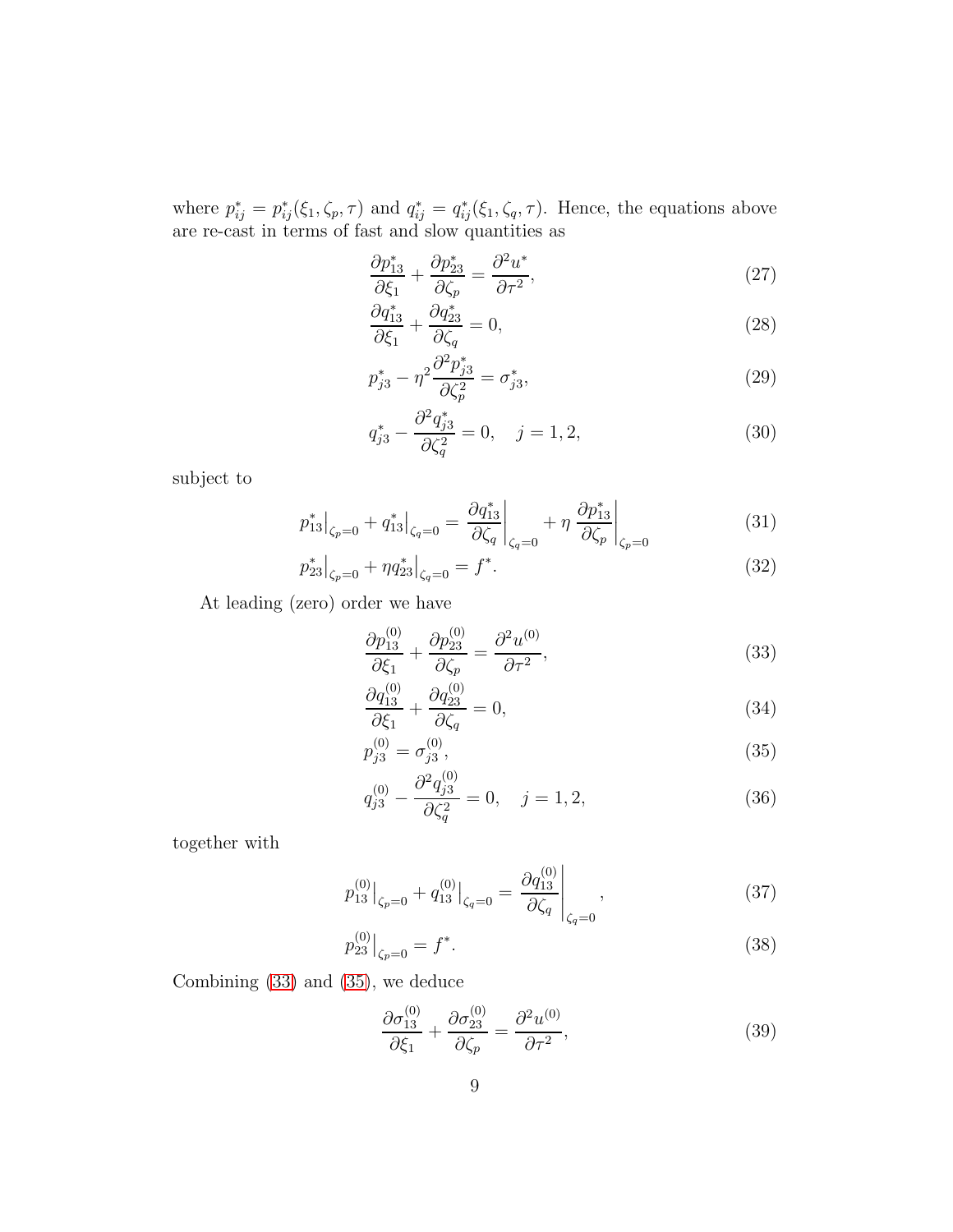where $p^*_{ij} = p^*_{ij}(\xi_1, \zeta_p, \tau)$ and $q^*_{ij} = q^*_{ij}(\xi_1, \zeta_q, \tau)$. Hence, the equations above are re-cast in terms of fast and slow quantities as

$$\frac{\partial p^*_{13}}{\partial \xi_1} + \frac{\partial p^*_{23}}{\partial \zeta_p} = \frac{\partial^2 u^*}{\partial \tau^2}, \tag{27}$$

$$\frac{\partial q^*_{13}}{\partial \xi_1} + \frac{\partial q^*_{23}}{\partial \zeta_q} = 0, \tag{28}$$

$$p^*_{j3} - \eta^2 \frac{\partial^2 p^*_{j3}}{\partial \zeta_p^2} = \sigma^*_{j3}, \tag{29}$$

$$q^*_{j3} - \frac{\partial^2 q^*_{j3}}{\partial \zeta_q^2} = 0, \quad j = 1, 2, \tag{30}$$

subject to

$$p^*_{13}\big|_{\zeta_p=0} + q^*_{13}\big|_{\zeta_q=0} = \left.\frac{\partial q^*_{13}}{\partial \zeta_q}\right|_{\zeta_q=0} + \eta \left.\frac{\partial p^*_{13}}{\partial \zeta_p}\right|_{\zeta_p=0} \tag{31}$$

$$p^*_{23}\big|_{\zeta_p=0} + \eta q^*_{23}\big|_{\zeta_q=0} = f^*. \tag{32}$$

At leading (zero) order we have

$$\frac{\partial p^{(0)}_{13}}{\partial \xi_1} + \frac{\partial p^{(0)}_{23}}{\partial \zeta_p} = \frac{\partial^2 u^{(0)}}{\partial \tau^2}, \tag{33}$$

$$\frac{\partial q^{(0)}_{13}}{\partial \xi_1} + \frac{\partial q^{(0)}_{23}}{\partial \zeta_q} = 0, \tag{34}$$

$$p^{(0)}_{j3} = \sigma^{(0)}_{j3}, \tag{35}$$

$$q^{(0)}_{j3} - \frac{\partial^2 q^{(0)}_{j3}}{\partial \zeta_q^2} = 0, \quad j = 1, 2, \tag{36}$$

together with

$$p^{(0)}_{13}\big|_{\zeta_p=0} + q^{(0)}_{13}\big|_{\zeta_q=0} = \left.\frac{\partial q^{(0)}_{13}}{\partial \zeta_q}\right|_{\zeta_q=0}, \tag{37}$$

$$p^{(0)}_{23}\big|_{\zeta_p=0} = f^*. \tag{38}$$

Combining (33) and (35), we deduce

$$\frac{\partial \sigma^{(0)}_{13}}{\partial \xi_1} + \frac{\partial \sigma^{(0)}_{23}}{\partial \zeta_p} = \frac{\partial^2 u^{(0)}}{\partial \tau^2}, \tag{39}$$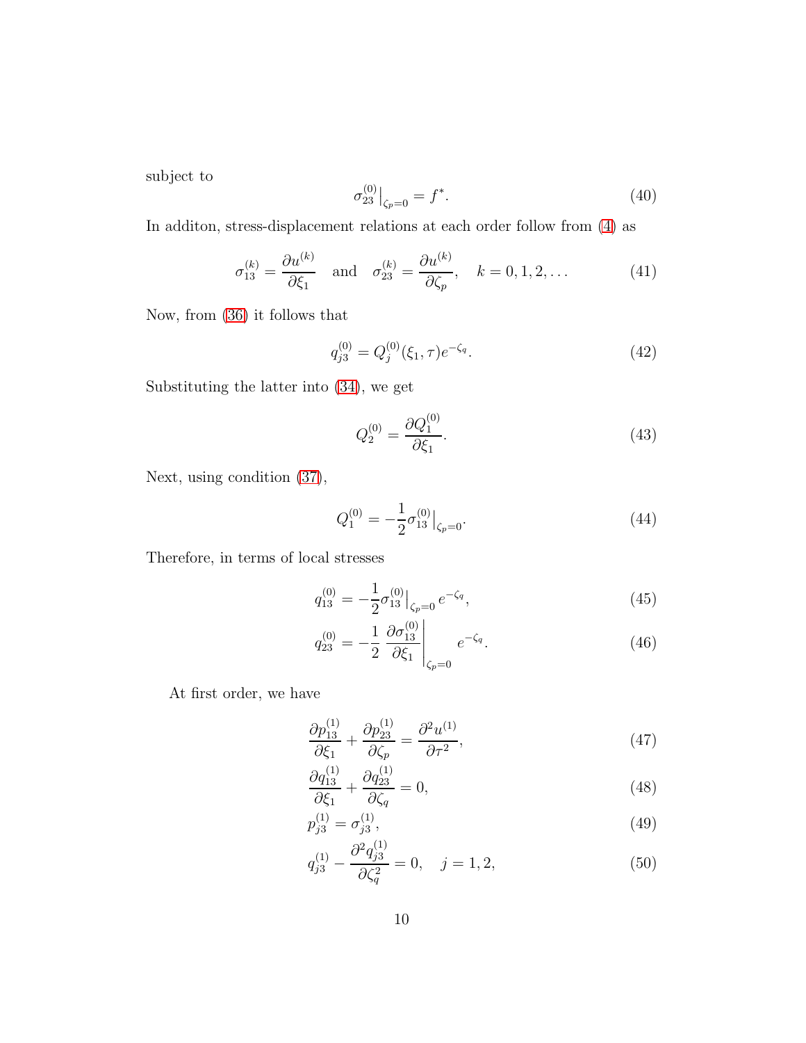subject to

$$\sigma_{23}^{(0)}\big|_{\zeta_p=0} = f^*. \tag{40}$$

In additon, stress-displacement relations at each order follow from (4) as

$$\sigma_{13}^{(k)} = \frac{\partial u^{(k)}}{\partial \xi_1} \quad \text{and} \quad \sigma_{23}^{(k)} = \frac{\partial u^{(k)}}{\partial \zeta_p}, \quad k = 0, 1, 2, \dots \tag{41}$$

Now, from (36) it follows that

$$q_{j3}^{(0)} = Q_j^{(0)}(\xi_1, \tau) e^{-\zeta_q}. \tag{42}$$

Substituting the latter into (34), we get

$$Q_2^{(0)} = \frac{\partial Q_1^{(0)}}{\partial \xi_1}. \tag{43}$$

Next, using condition (37),

$$Q_1^{(0)} = -\frac{1}{2}\sigma_{13}^{(0)}\big|_{\zeta_p=0}. \tag{44}$$

Therefore, in terms of local stresses

$$q_{13}^{(0)} = -\frac{1}{2}\sigma_{13}^{(0)}\big|_{\zeta_p=0}\, e^{-\zeta_q}, \tag{45}$$

$$q_{23}^{(0)} = -\frac{1}{2}\left.\frac{\partial \sigma_{13}^{(0)}}{\partial \xi_1}\right|_{\zeta_p=0} e^{-\zeta_q}. \tag{46}$$

At first order, we have

$$\frac{\partial p_{13}^{(1)}}{\partial \xi_1} + \frac{\partial p_{23}^{(1)}}{\partial \zeta_p} = \frac{\partial^2 u^{(1)}}{\partial \tau^2}, \tag{47}$$

$$\frac{\partial q_{13}^{(1)}}{\partial \xi_1} + \frac{\partial q_{23}^{(1)}}{\partial \zeta_q} = 0, \tag{48}$$

$$p_{j3}^{(1)} = \sigma_{j3}^{(1)}, \tag{49}$$

$$q_{j3}^{(1)} - \frac{\partial^2 q_{j3}^{(1)}}{\partial \zeta_q^2} = 0, \quad j = 1, 2, \tag{50}$$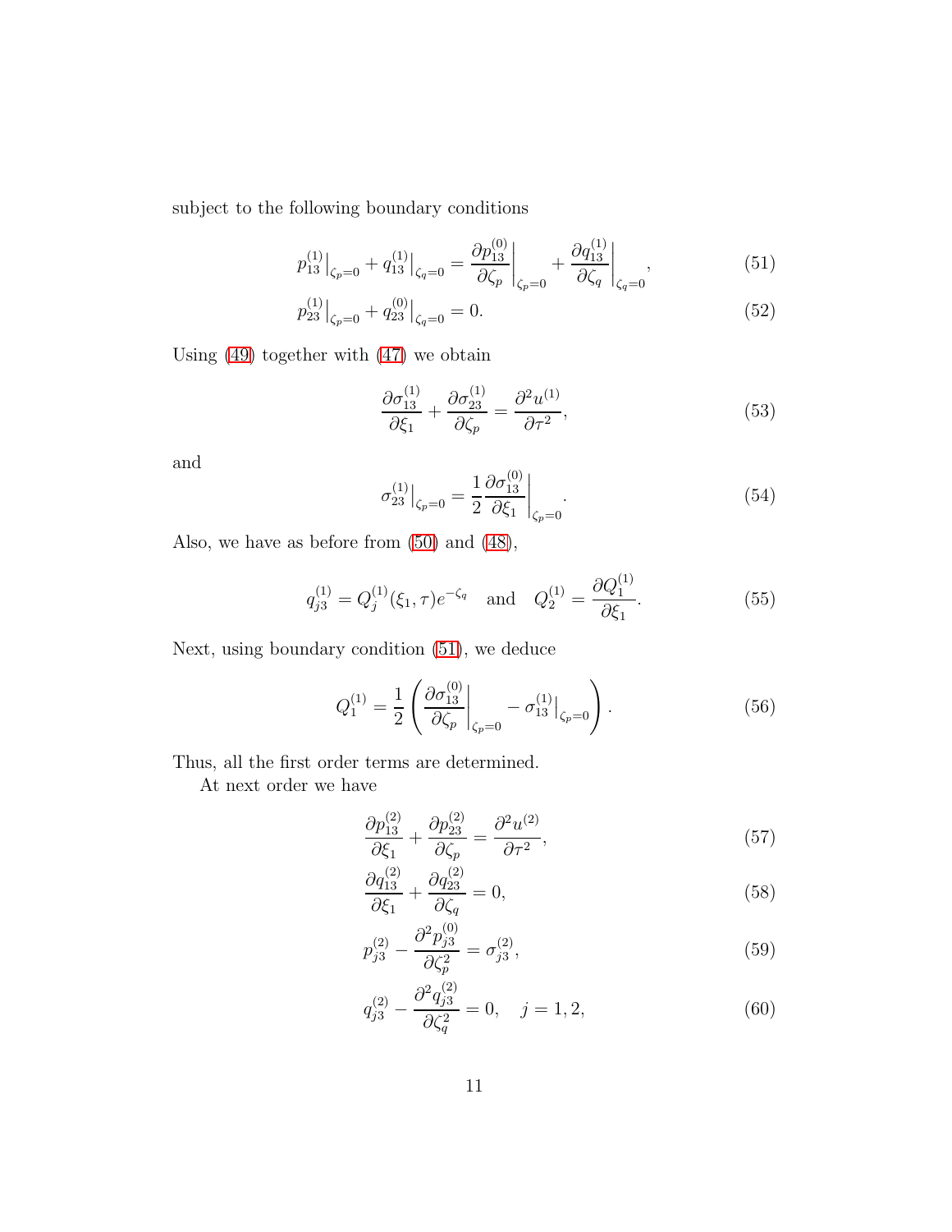subject to the following boundary conditions

$$p_{13}^{(1)}\big|_{\zeta_p=0} + q_{13}^{(1)}\big|_{\zeta_q=0} = \left.\frac{\partial p_{13}^{(0)}}{\partial \zeta_p}\right|_{\zeta_p=0} + \left.\frac{\partial q_{13}^{(1)}}{\partial \zeta_q}\right|_{\zeta_q=0}, \tag{51}$$

$$p_{23}^{(1)}\big|_{\zeta_p=0} + q_{23}^{(0)}\big|_{\zeta_q=0} = 0. \tag{52}$$

Using (49) together with (47) we obtain

$$\frac{\partial \sigma_{13}^{(1)}}{\partial \xi_1} + \frac{\partial \sigma_{23}^{(1)}}{\partial \zeta_p} = \frac{\partial^2 u^{(1)}}{\partial \tau^2}, \tag{53}$$

and

$$\sigma_{23}^{(1)}\big|_{\zeta_p=0} = \frac{1}{2}\left.\frac{\partial \sigma_{13}^{(0)}}{\partial \xi_1}\right|_{\zeta_p=0}. \tag{54}$$

Also, we have as before from (50) and (48),

$$q_{j3}^{(1)} = Q_j^{(1)}(\xi_1, \tau)e^{-\zeta_q} \quad \text{and} \quad Q_2^{(1)} = \frac{\partial Q_1^{(1)}}{\partial \xi_1}. \tag{55}$$

Next, using boundary condition (51), we deduce

$$Q_1^{(1)} = \frac{1}{2}\left(\left.\frac{\partial \sigma_{13}^{(0)}}{\partial \zeta_p}\right|_{\zeta_p=0} - \sigma_{13}^{(1)}\big|_{\zeta_p=0}\right). \tag{56}$$

Thus, all the first order terms are determined.

At next order we have

$$\frac{\partial p_{13}^{(2)}}{\partial \xi_1} + \frac{\partial p_{23}^{(2)}}{\partial \zeta_p} = \frac{\partial^2 u^{(2)}}{\partial \tau^2}, \tag{57}$$

$$\frac{\partial q_{13}^{(2)}}{\partial \xi_1} + \frac{\partial q_{23}^{(2)}}{\partial \zeta_q} = 0, \tag{58}$$

$$p_{j3}^{(2)} - \frac{\partial^2 p_{j3}^{(0)}}{\partial \zeta_p^2} = \sigma_{j3}^{(2)}, \tag{59}$$

$$q_{j3}^{(2)} - \frac{\partial^2 q_{j3}^{(2)}}{\partial \zeta_q^2} = 0, \quad j = 1, 2, \tag{60}$$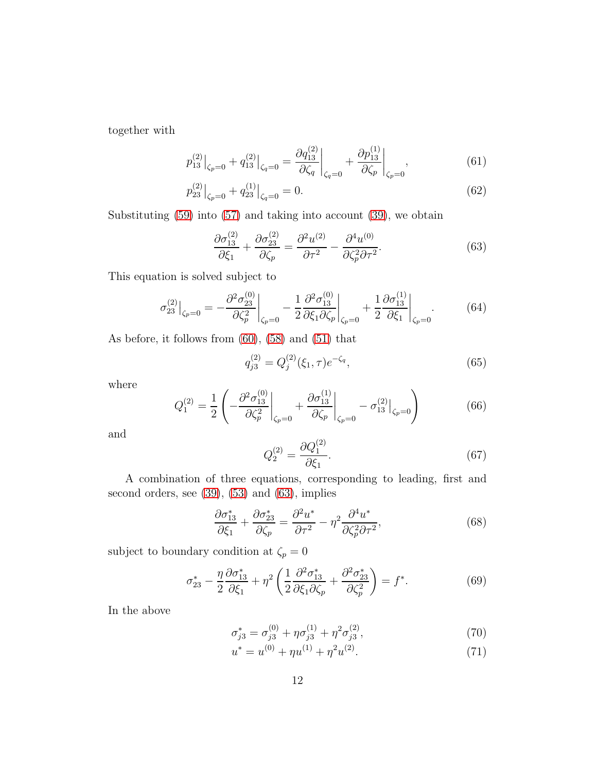together with

$$
p_{13}^{(2)}\big|_{\zeta_p=0} + q_{13}^{(2)}\big|_{\zeta_q=0} = \left.\frac{\partial q_{13}^{(2)}}{\partial \zeta_q}\right|_{\zeta_q=0} + \left.\frac{\partial p_{13}^{(1)}}{\partial \zeta_p}\right|_{\zeta_p=0}, \tag{61}
$$

$$
p_{23}^{(2)}\big|_{\zeta_p=0} + q_{23}^{(1)}\big|_{\zeta_q=0} = 0. \tag{62}
$$

Substituting (59) into (57) and taking into account (39), we obtain

$$
\frac{\partial \sigma_{13}^{(2)}}{\partial \xi_1} + \frac{\partial \sigma_{23}^{(2)}}{\partial \zeta_p} = \frac{\partial^2 u^{(2)}}{\partial \tau^2} - \frac{\partial^4 u^{(0)}}{\partial \zeta_p^2 \partial \tau^2}. \tag{63}
$$

This equation is solved subject to

$$
\sigma_{23}^{(2)}\big|_{\zeta_p=0} = -\left.\frac{\partial^2 \sigma_{23}^{(0)}}{\partial \zeta_p^2}\right|_{\zeta_p=0} - \frac{1}{2}\left.\frac{\partial^2 \sigma_{13}^{(0)}}{\partial \xi_1 \partial \zeta_p}\right|_{\zeta_p=0} + \frac{1}{2}\left.\frac{\partial \sigma_{13}^{(1)}}{\partial \xi_1}\right|_{\zeta_p=0}. \tag{64}
$$

As before, it follows from (60), (58) and (51) that

$$
q_{j3}^{(2)} = Q_j^{(2)}(\xi_1, \tau) e^{-\zeta_q}, \tag{65}
$$

where

$$
Q_1^{(2)} = \frac{1}{2}\left( -\left.\frac{\partial^2 \sigma_{13}^{(0)}}{\partial \zeta_p^2}\right|_{\zeta_p=0} + \left.\frac{\partial \sigma_{13}^{(1)}}{\partial \zeta_p}\right|_{\zeta_p=0} - \sigma_{13}^{(2)}\big|_{\zeta_p=0} \right) \tag{66}
$$

and

$$
Q_2^{(2)} = \frac{\partial Q_1^{(2)}}{\partial \xi_1}. \tag{67}
$$

A combination of three equations, corresponding to leading, first and second orders, see (39), (53) and (63), implies

$$
\frac{\partial \sigma_{13}^{*}}{\partial \xi_1} + \frac{\partial \sigma_{23}^{*}}{\partial \zeta_p} = \frac{\partial^2 u^{*}}{\partial \tau^2} - \eta^2 \frac{\partial^4 u^{*}}{\partial \zeta_p^2 \partial \tau^2}, \tag{68}
$$

subject to boundary condition at $\zeta_p = 0$

$$
\sigma_{23}^{*} - \frac{\eta}{2}\frac{\partial \sigma_{13}^{*}}{\partial \xi_1} + \eta^2 \left( \frac{1}{2}\frac{\partial^2 \sigma_{13}^{*}}{\partial \xi_1 \partial \zeta_p} + \frac{\partial^2 \sigma_{23}^{*}}{\partial \zeta_p^2} \right) = f^{*}. \tag{69}
$$

In the above

$$
\sigma_{j3}^{*} = \sigma_{j3}^{(0)} + \eta \sigma_{j3}^{(1)} + \eta^2 \sigma_{j3}^{(2)}, \tag{70}
$$

$$
u^{*} = u^{(0)} + \eta u^{(1)} + \eta^2 u^{(2)}. \tag{71}
$$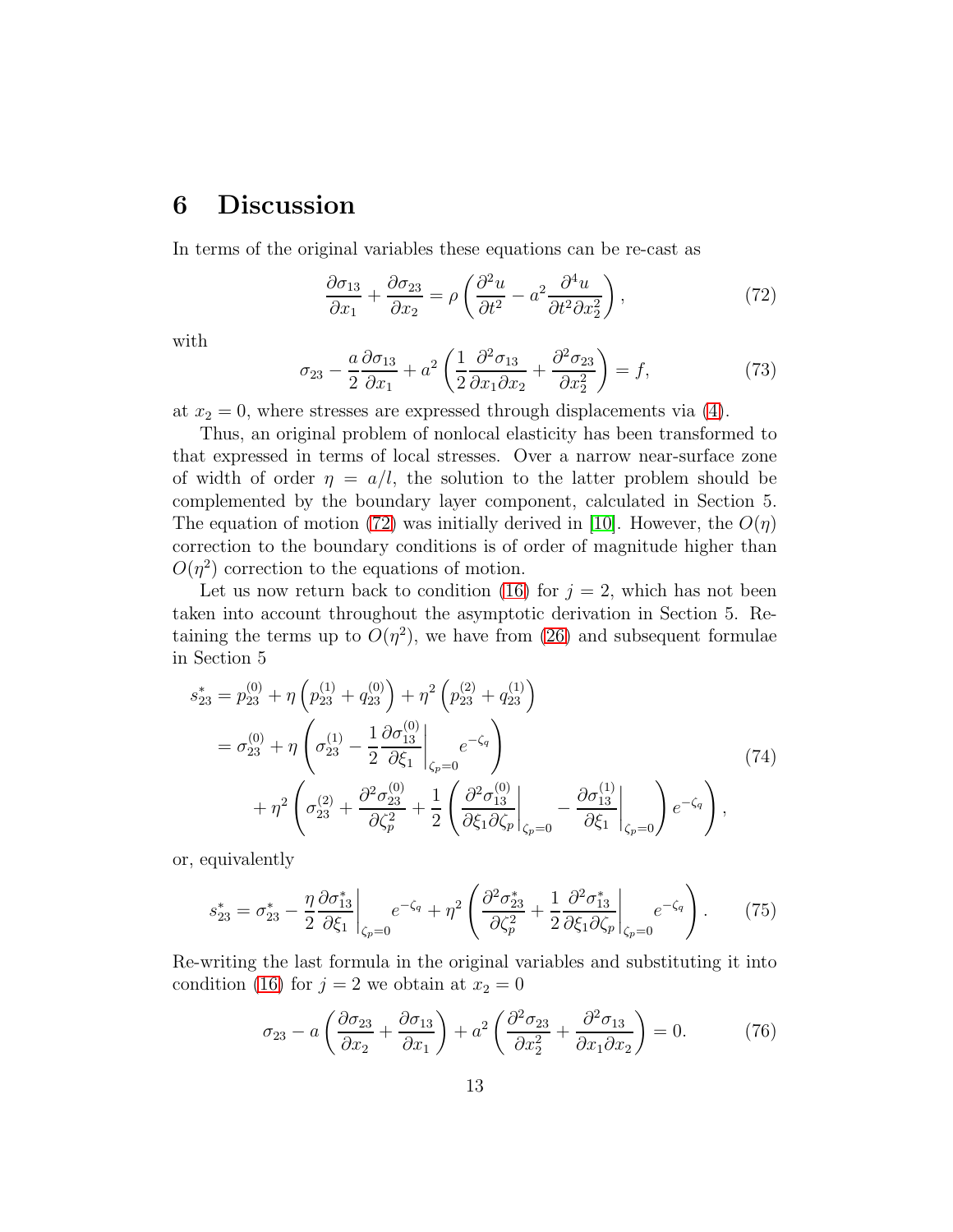# 6 Discussion

In terms of the original variables these equations can be re-cast as

$$\frac{\partial \sigma_{13}}{\partial x_1} + \frac{\partial \sigma_{23}}{\partial x_2} = \rho \left( \frac{\partial^2 u}{\partial t^2} - a^2 \frac{\partial^4 u}{\partial t^2 \partial x_2^2} \right), \tag{72}$$

with

$$\sigma_{23} - \frac{a}{2} \frac{\partial \sigma_{13}}{\partial x_1} + a^2 \left( \frac{1}{2} \frac{\partial^2 \sigma_{13}}{\partial x_1 \partial x_2} + \frac{\partial^2 \sigma_{23}}{\partial x_2^2} \right) = f, \tag{73}$$

at $x_2 = 0$, where stresses are expressed through displacements via (4).

Thus, an original problem of nonlocal elasticity has been transformed to that expressed in terms of local stresses. Over a narrow near-surface zone of width of order $\eta = a/l$, the solution to the latter problem should be complemented by the boundary layer component, calculated in Section 5. The equation of motion (72) was initially derived in [10]. However, the $O(\eta)$ correction to the boundary conditions is of order of magnitude higher than $O(\eta^2)$ correction to the equations of motion.

Let us now return back to condition (16) for $j = 2$, which has not been taken into account throughout the asymptotic derivation in Section 5. Retaining the terms up to $O(\eta^2)$, we have from (26) and subsequent formulae in Section 5

$$\begin{aligned}
s_{23}^* &= p_{23}^{(0)} + \eta \left( p_{23}^{(1)} + q_{23}^{(0)} \right) + \eta^2 \left( p_{23}^{(2)} + q_{23}^{(1)} \right) \\
&= \sigma_{23}^{(0)} + \eta \left( \sigma_{23}^{(1)} - \frac{1}{2} \left. \frac{\partial \sigma_{13}^{(0)}}{\partial \xi_1} \right|_{\zeta_p = 0} e^{-\zeta_q} \right) \\
&\quad + \eta^2 \left( \sigma_{23}^{(2)} + \frac{\partial^2 \sigma_{23}^{(0)}}{\partial \zeta_p^2} + \frac{1}{2} \left( \left. \frac{\partial^2 \sigma_{13}^{(0)}}{\partial \xi_1 \partial \zeta_p} \right|_{\zeta_p = 0} - \left. \frac{\partial \sigma_{13}^{(1)}}{\partial \xi_1} \right|_{\zeta_p = 0} \right) e^{-\zeta_q} \right),
\end{aligned} \tag{74}$$

or, equivalently

$$s_{23}^* = \sigma_{23}^* - \frac{\eta}{2} \left. \frac{\partial \sigma_{13}^*}{\partial \xi_1} \right|_{\zeta_p = 0} e^{-\zeta_q} + \eta^2 \left( \frac{\partial^2 \sigma_{23}^*}{\partial \zeta_p^2} + \frac{1}{2} \left. \frac{\partial^2 \sigma_{13}^*}{\partial \xi_1 \partial \zeta_p} \right|_{\zeta_p = 0} e^{-\zeta_q} \right). \tag{75}$$

Re-writing the last formula in the original variables and substituting it into condition (16) for $j = 2$ we obtain at $x_2 = 0$

$$\sigma_{23} - a \left( \frac{\partial \sigma_{23}}{\partial x_2} + \frac{\partial \sigma_{13}}{\partial x_1} \right) + a^2 \left( \frac{\partial^2 \sigma_{23}}{\partial x_2^2} + \frac{\partial^2 \sigma_{13}}{\partial x_1 \partial x_2} \right) = 0. \tag{76}$$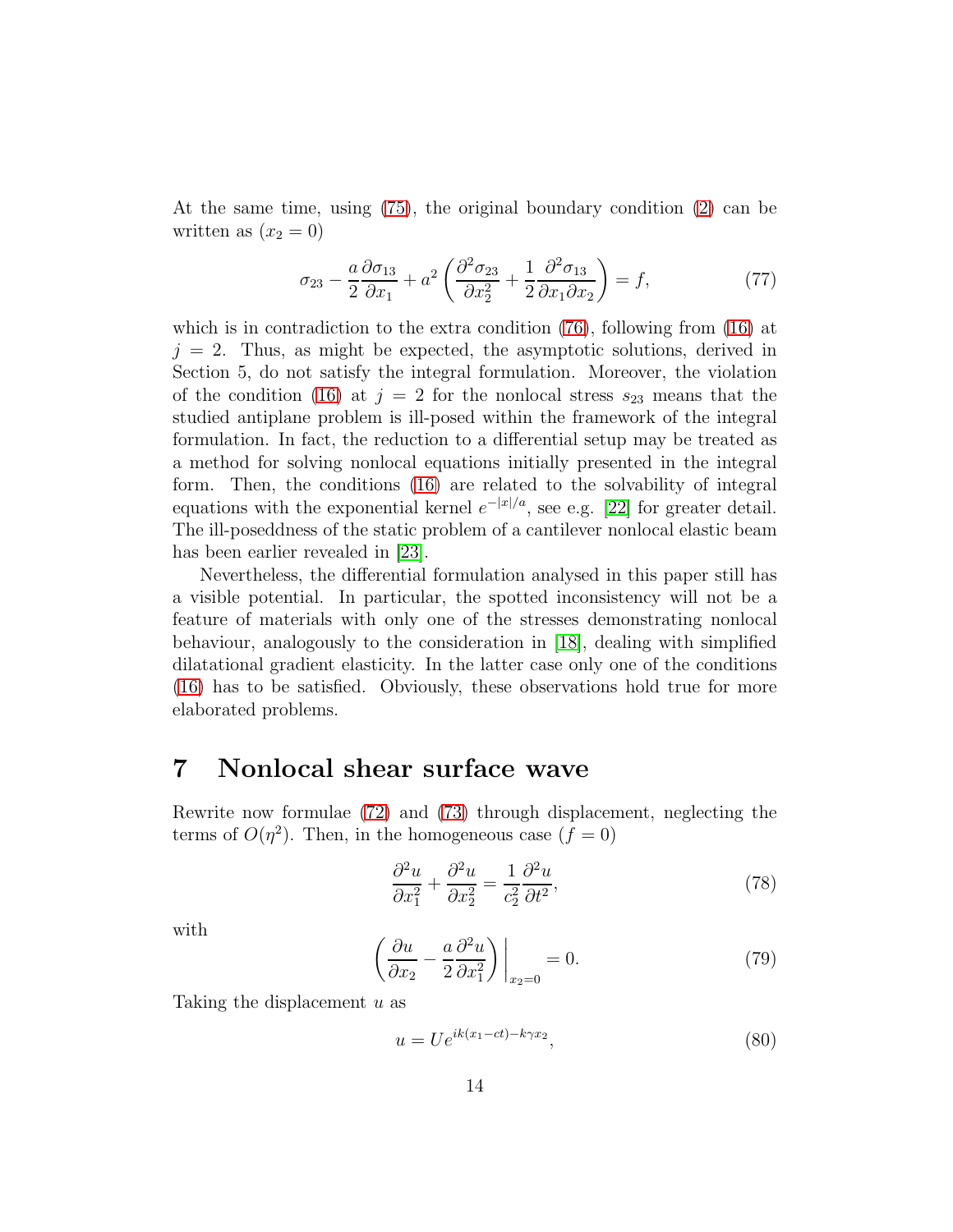At the same time, using (75), the original boundary condition (2) can be written as ($x_2 = 0$)

$$\sigma_{23} - \frac{a}{2}\frac{\partial \sigma_{13}}{\partial x_1} + a^2\left(\frac{\partial^2 \sigma_{23}}{\partial x_2^2} + \frac{1}{2}\frac{\partial^2 \sigma_{13}}{\partial x_1 \partial x_2}\right) = f, \tag{77}$$

which is in contradiction to the extra condition (76), following from (16) at $j = 2$. Thus, as might be expected, the asymptotic solutions, derived in Section 5, do not satisfy the integral formulation. Moreover, the violation of the condition (16) at $j = 2$ for the nonlocal stress $s_{23}$ means that the studied antiplane problem is ill-posed within the framework of the integral formulation. In fact, the reduction to a differential setup may be treated as a method for solving nonlocal equations initially presented in the integral form. Then, the conditions (16) are related to the solvability of integral equations with the exponential kernel $e^{-|x|/a}$, see e.g. [22] for greater detail. The ill-poseddness of the static problem of a cantilever nonlocal elastic beam has been earlier revealed in [23].

Nevertheless, the differential formulation analysed in this paper still has a visible potential. In particular, the spotted inconsistency will not be a feature of materials with only one of the stresses demonstrating nonlocal behaviour, analogously to the consideration in [18], dealing with simplified dilatational gradient elasticity. In the latter case only one of the conditions (16) has to be satisfied. Obviously, these observations hold true for more elaborated problems.

# 7 Nonlocal shear surface wave

Rewrite now formulae (72) and (73) through displacement, neglecting the terms of $O(\eta^2)$. Then, in the homogeneous case ($f = 0$)

$$\frac{\partial^2 u}{\partial x_1^2} + \frac{\partial^2 u}{\partial x_2^2} = \frac{1}{c_2^2}\frac{\partial^2 u}{\partial t^2}, \tag{78}$$

with

$$\left.\left(\frac{\partial u}{\partial x_2} - \frac{a}{2}\frac{\partial^2 u}{\partial x_1^2}\right)\right|_{x_2=0} = 0. \tag{79}$$

Taking the displacement $u$ as

$$u = Ue^{ik(x_1 - ct) - k\gamma x_2}, \tag{80}$$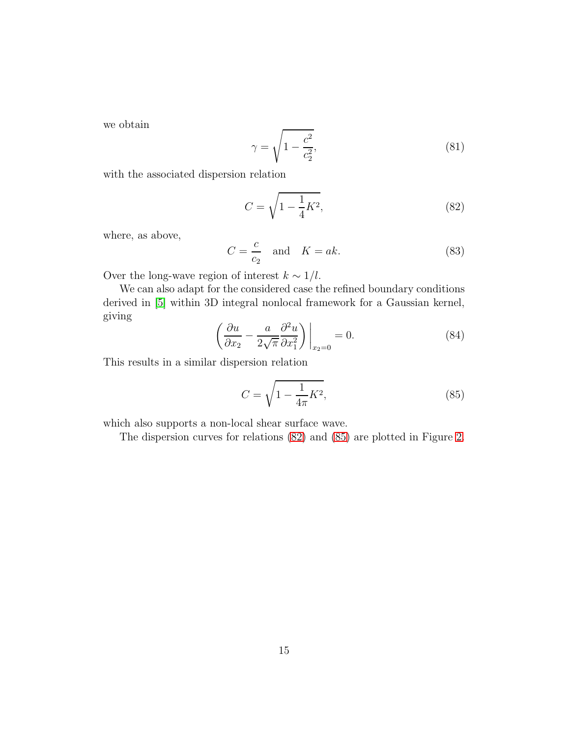we obtain

$$\gamma = \sqrt{1 - \frac{c^2}{c_2^2}}, \tag{81}$$

with the associated dispersion relation

$$C = \sqrt{1 - \frac{1}{4}K^2}, \tag{82}$$

where, as above,

$$C = \frac{c}{c_2} \quad \text{and} \quad K = ak. \tag{83}$$

Over the long-wave region of interest $k \sim 1/l$.

We can also adapt for the considered case the refined boundary conditions derived in [5] within 3D integral nonlocal framework for a Gaussian kernel, giving

$$\left( \frac{\partial u}{\partial x_2} - \frac{a}{2\sqrt{\pi}} \frac{\partial^2 u}{\partial x_1^2} \right) \bigg|_{x_2=0} = 0. \tag{84}$$

This results in a similar dispersion relation

$$C = \sqrt{1 - \frac{1}{4\pi}K^2}, \tag{85}$$

which also supports a non-local shear surface wave.

The dispersion curves for relations (82) and (85) are plotted in Figure 2.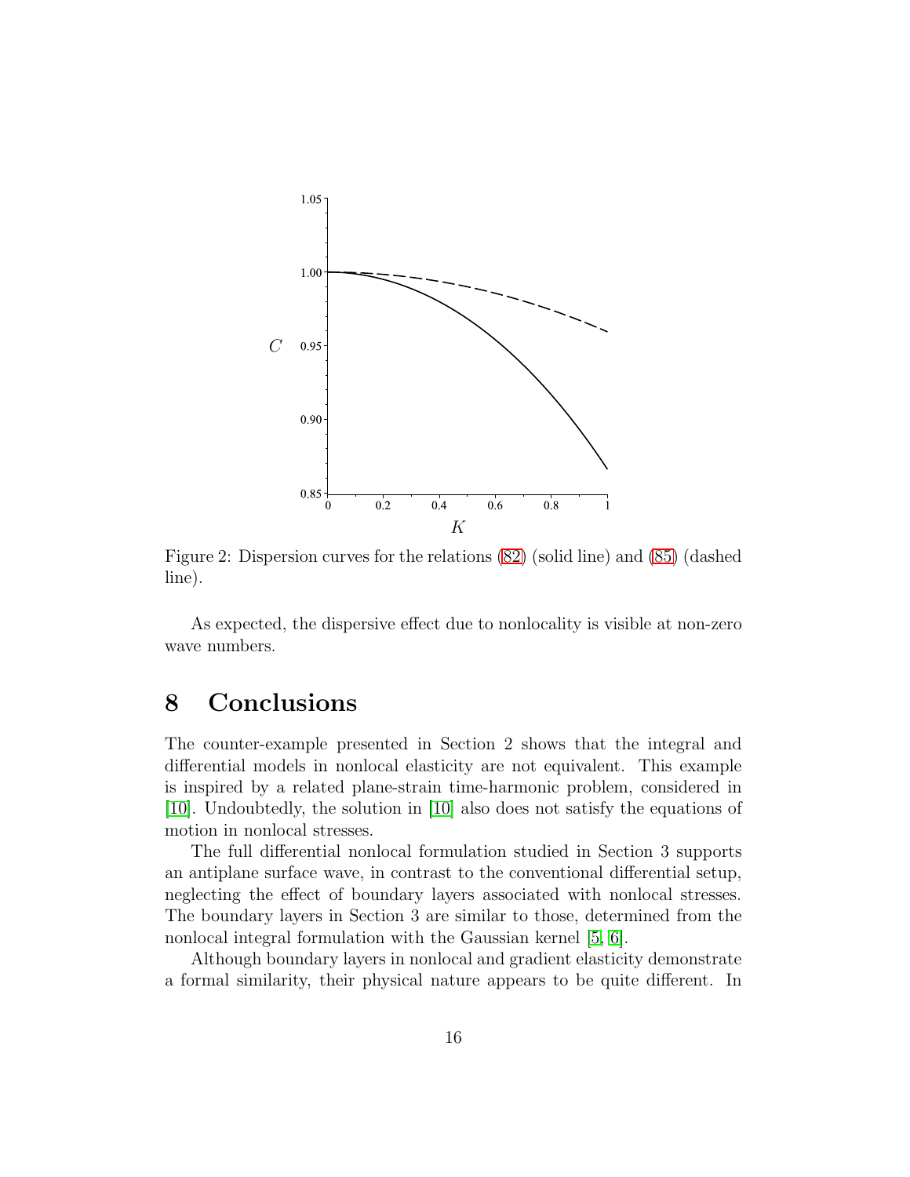Figure 2: Dispersion curves for the relations (82) (solid line) and (85) (dashed line).

As expected, the dispersive effect due to nonlocality is visible at non-zero wave numbers.

# 8 Conclusions

The counter-example presented in Section 2 shows that the integral and differential models in nonlocal elasticity are not equivalent. This example is inspired by a related plane-strain time-harmonic problem, considered in [10]. Undoubtedly, the solution in [10] also does not satisfy the equations of motion in nonlocal stresses.

The full differential nonlocal formulation studied in Section 3 supports an antiplane surface wave, in contrast to the conventional differential setup, neglecting the effect of boundary layers associated with nonlocal stresses. The boundary layers in Section 3 are similar to those, determined from the nonlocal integral formulation with the Gaussian kernel [5, 6].

Although boundary layers in nonlocal and gradient elasticity demonstrate a formal similarity, their physical nature appears to be quite different. In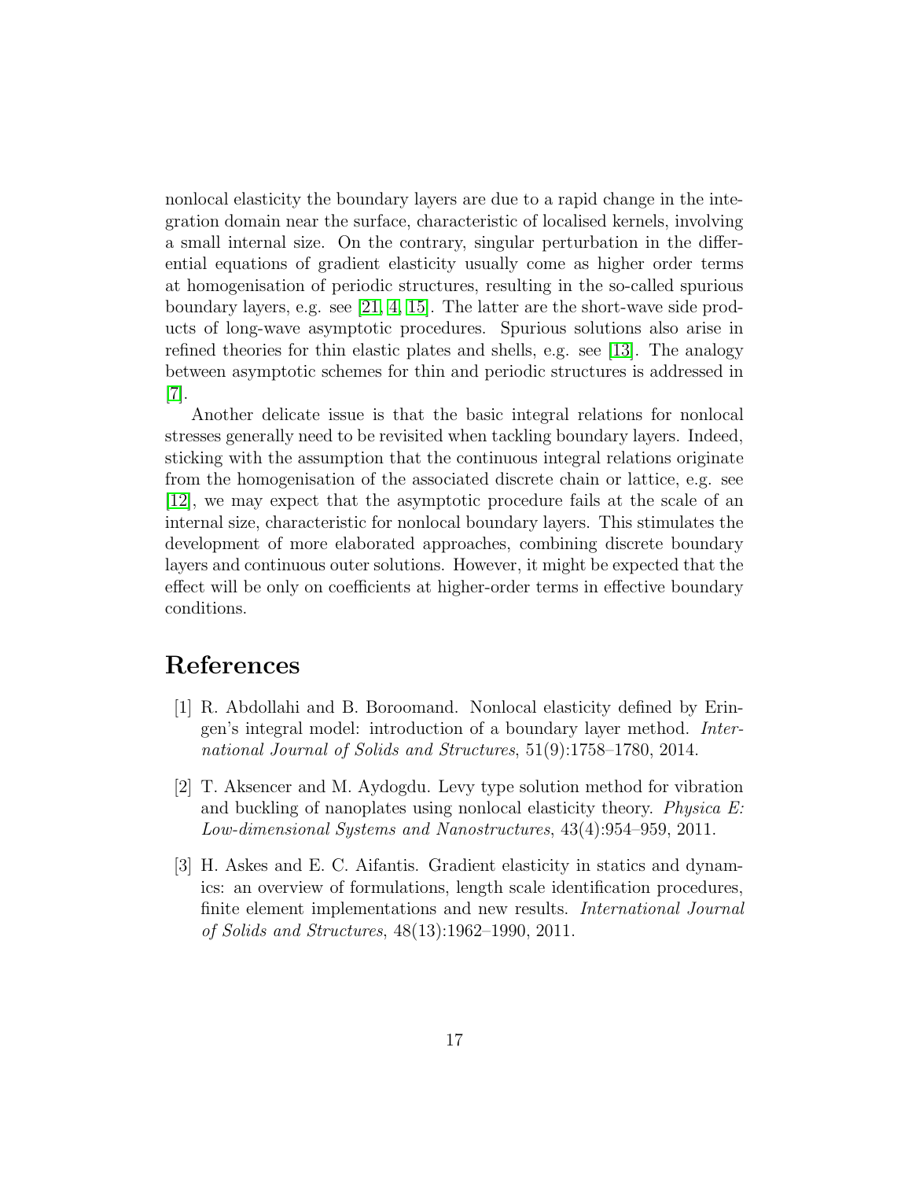nonlocal elasticity the boundary layers are due to a rapid change in the integration domain near the surface, characteristic of localised kernels, involving a small internal size. On the contrary, singular perturbation in the differential equations of gradient elasticity usually come as higher order terms at homogenisation of periodic structures, resulting in the so-called spurious boundary layers, e.g. see [21, 4, 15]. The latter are the short-wave side products of long-wave asymptotic procedures. Spurious solutions also arise in refined theories for thin elastic plates and shells, e.g. see [13]. The analogy between asymptotic schemes for thin and periodic structures is addressed in [7].

Another delicate issue is that the basic integral relations for nonlocal stresses generally need to be revisited when tackling boundary layers. Indeed, sticking with the assumption that the continuous integral relations originate from the homogenisation of the associated discrete chain or lattice, e.g. see [12], we may expect that the asymptotic procedure fails at the scale of an internal size, characteristic for nonlocal boundary layers. This stimulates the development of more elaborated approaches, combining discrete boundary layers and continuous outer solutions. However, it might be expected that the effect will be only on coefficients at higher-order terms in effective boundary conditions.

# References

[1] R. Abdollahi and B. Boroomand. Nonlocal elasticity defined by Eringen's integral model: introduction of a boundary layer method. *International Journal of Solids and Structures*, 51(9):1758–1780, 2014.

[2] T. Aksencer and M. Aydogdu. Levy type solution method for vibration and buckling of nanoplates using nonlocal elasticity theory. *Physica E: Low-dimensional Systems and Nanostructures*, 43(4):954–959, 2011.

[3] H. Askes and E. C. Aifantis. Gradient elasticity in statics and dynamics: an overview of formulations, length scale identification procedures, finite element implementations and new results. *International Journal of Solids and Structures*, 48(13):1962–1990, 2011.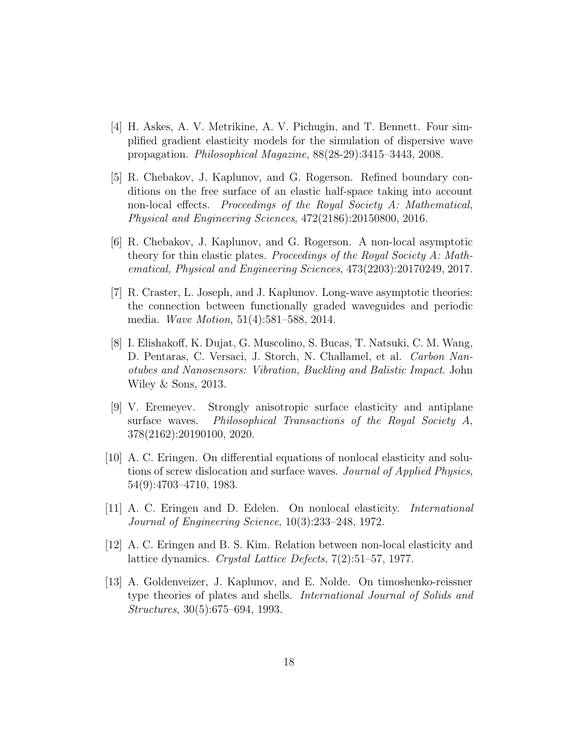[4] H. Askes, A. V. Metrikine, A. V. Pichugin, and T. Bennett. Four simplified gradient elasticity models for the simulation of dispersive wave propagation. *Philosophical Magazine*, 88(28-29):3415–3443, 2008.

[5] R. Chebakov, J. Kaplunov, and G. Rogerson. Refined boundary conditions on the free surface of an elastic half-space taking into account non-local effects. *Proceedings of the Royal Society A: Mathematical, Physical and Engineering Sciences*, 472(2186):20150800, 2016.

[6] R. Chebakov, J. Kaplunov, and G. Rogerson. A non-local asymptotic theory for thin elastic plates. *Proceedings of the Royal Society A: Mathematical, Physical and Engineering Sciences*, 473(2203):20170249, 2017.

[7] R. Craster, L. Joseph, and J. Kaplunov. Long-wave asymptotic theories: the connection between functionally graded waveguides and periodic media. *Wave Motion*, 51(4):581–588, 2014.

[8] I. Elishakoff, K. Dujat, G. Muscolino, S. Bucas, T. Natsuki, C. M. Wang, D. Pentaras, C. Versaci, J. Storch, N. Challamel, et al. *Carbon Nanotubes and Nanosensors: Vibration, Buckling and Balistic Impact*. John Wiley & Sons, 2013.

[9] V. Eremeyev. Strongly anisotropic surface elasticity and antiplane surface waves. *Philosophical Transactions of the Royal Society A*, 378(2162):20190100, 2020.

[10] A. C. Eringen. On differential equations of nonlocal elasticity and solutions of screw dislocation and surface waves. *Journal of Applied Physics*, 54(9):4703–4710, 1983.

[11] A. C. Eringen and D. Edelen. On nonlocal elasticity. *International Journal of Engineering Science*, 10(3):233–248, 1972.

[12] A. C. Eringen and B. S. Kim. Relation between non-local elasticity and lattice dynamics. *Crystal Lattice Defects*, 7(2):51–57, 1977.

[13] A. Goldenveizer, J. Kaplunov, and E. Nolde. On timoshenko-reissner type theories of plates and shells. *International Journal of Solids and Structures*, 30(5):675–694, 1993.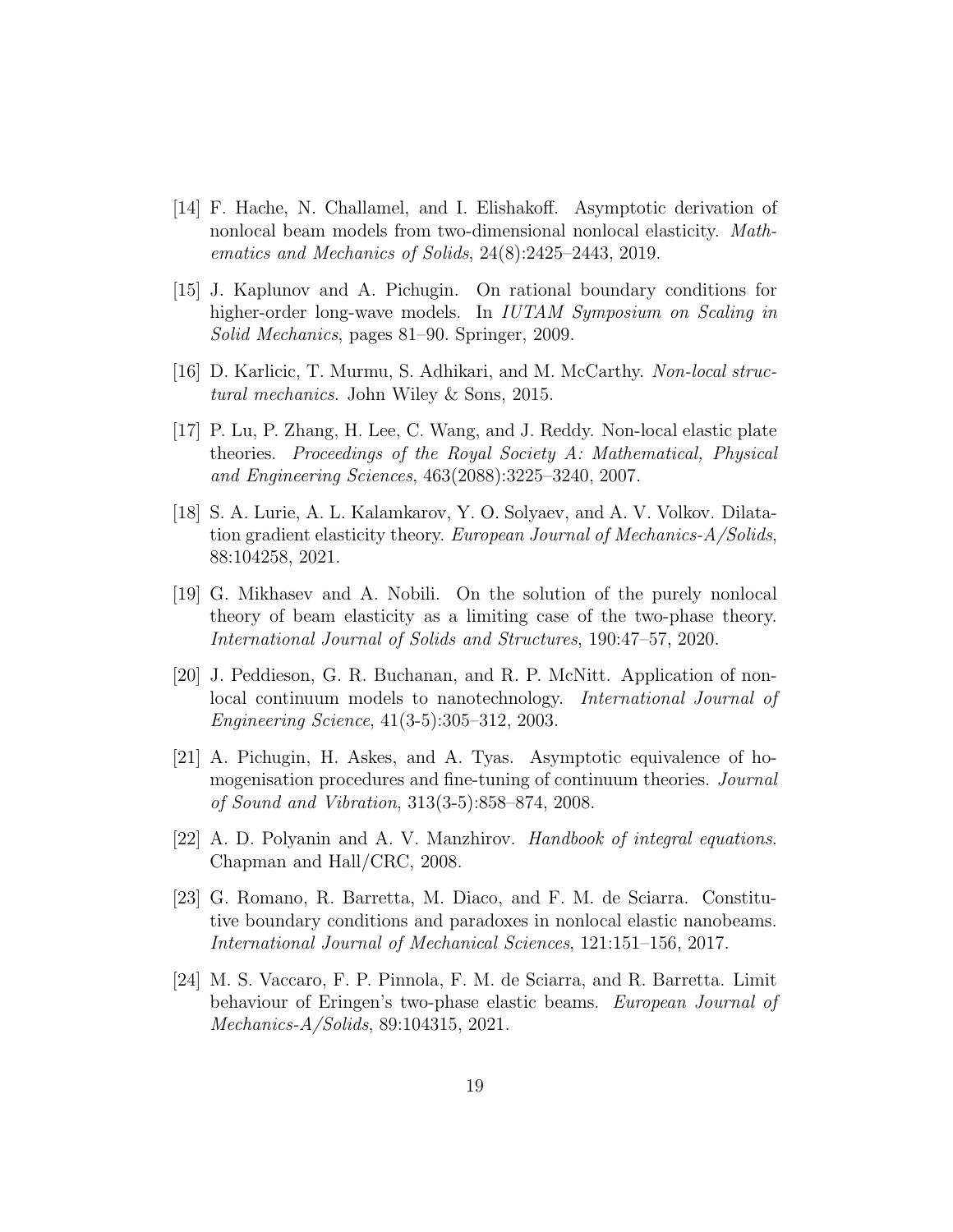[14] F. Hache, N. Challamel, and I. Elishakoff. Asymptotic derivation of nonlocal beam models from two-dimensional nonlocal elasticity. *Mathematics and Mechanics of Solids*, 24(8):2425–2443, 2019.

[15] J. Kaplunov and A. Pichugin. On rational boundary conditions for higher-order long-wave models. In *IUTAM Symposium on Scaling in Solid Mechanics*, pages 81–90. Springer, 2009.

[16] D. Karlicic, T. Murmu, S. Adhikari, and M. McCarthy. *Non-local structural mechanics*. John Wiley & Sons, 2015.

[17] P. Lu, P. Zhang, H. Lee, C. Wang, and J. Reddy. Non-local elastic plate theories. *Proceedings of the Royal Society A: Mathematical, Physical and Engineering Sciences*, 463(2088):3225–3240, 2007.

[18] S. A. Lurie, A. L. Kalamkarov, Y. O. Solyaev, and A. V. Volkov. Dilatation gradient elasticity theory. *European Journal of Mechanics-A/Solids*, 88:104258, 2021.

[19] G. Mikhasev and A. Nobili. On the solution of the purely nonlocal theory of beam elasticity as a limiting case of the two-phase theory. *International Journal of Solids and Structures*, 190:47–57, 2020.

[20] J. Peddieson, G. R. Buchanan, and R. P. McNitt. Application of nonlocal continuum models to nanotechnology. *International Journal of Engineering Science*, 41(3-5):305–312, 2003.

[21] A. Pichugin, H. Askes, and A. Tyas. Asymptotic equivalence of homogenisation procedures and fine-tuning of continuum theories. *Journal of Sound and Vibration*, 313(3-5):858–874, 2008.

[22] A. D. Polyanin and A. V. Manzhirov. *Handbook of integral equations*. Chapman and Hall/CRC, 2008.

[23] G. Romano, R. Barretta, M. Diaco, and F. M. de Sciarra. Constitutive boundary conditions and paradoxes in nonlocal elastic nanobeams. *International Journal of Mechanical Sciences*, 121:151–156, 2017.

[24] M. S. Vaccaro, F. P. Pinnola, F. M. de Sciarra, and R. Barretta. Limit behaviour of Eringen's two-phase elastic beams. *European Journal of Mechanics-A/Solids*, 89:104315, 2021.